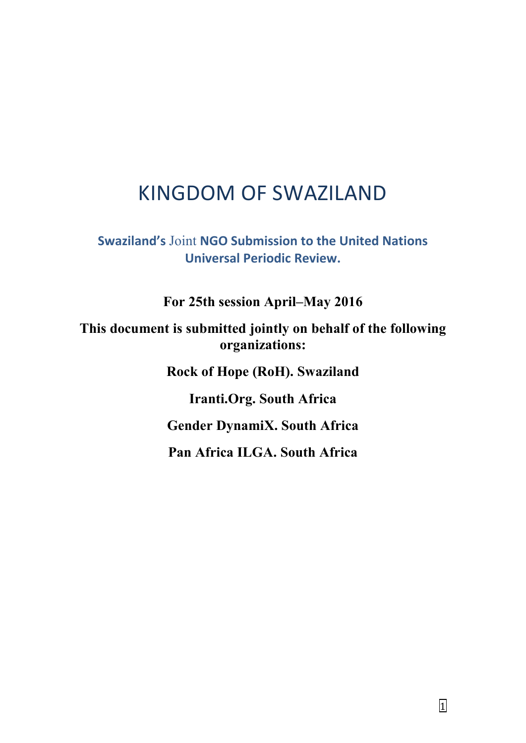# KINGDOM OF SWAZILAND

## Swaziland's Joint NGO Submission to the United Nations Universal Periodic Review.

**For 25th session April–May 2016**

**This document is submitted jointly on behalf of the following organizations:**

**Rock of Hope (RoH). Swaziland**

**Iranti.Org. South Africa**

**Gender DynamiX. South Africa**

**Pan Africa ILGA. South Africa**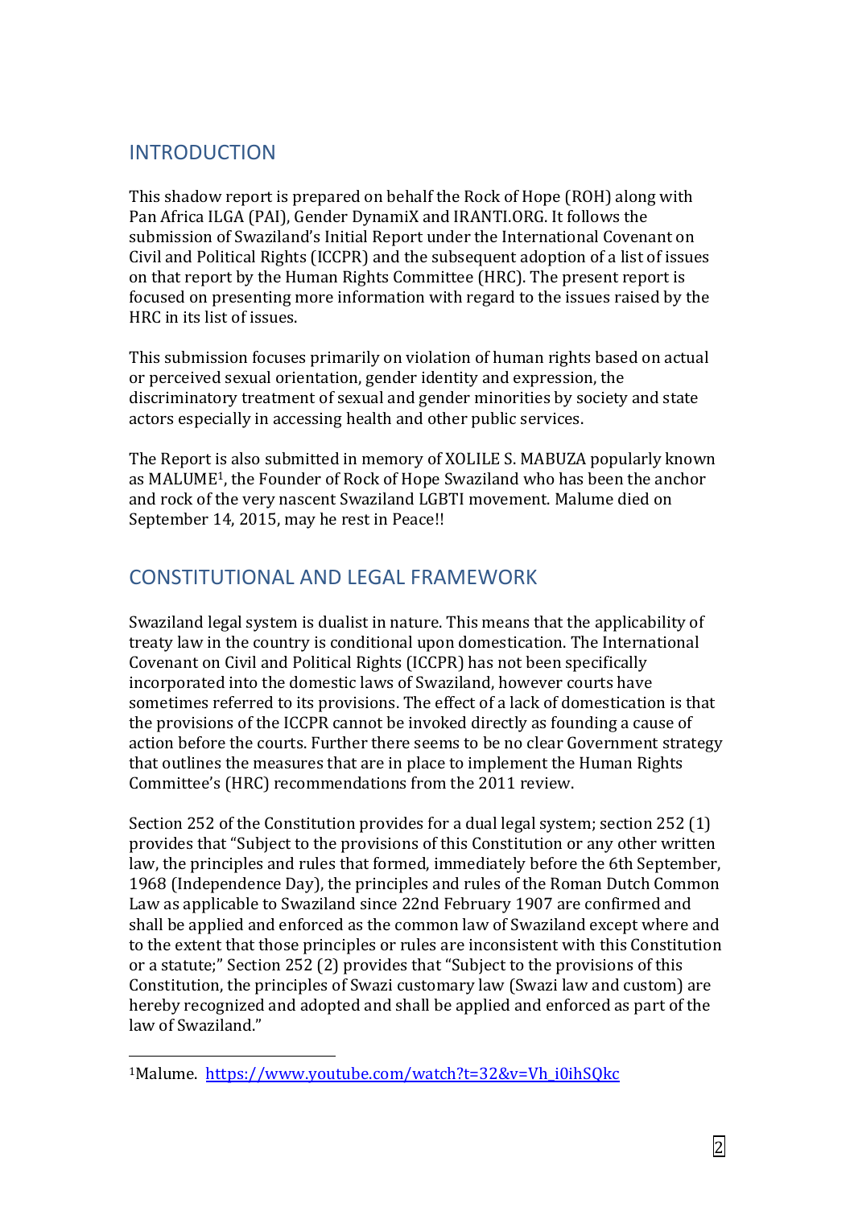## INTRODUCTION

This shadow report is prepared on behalf the Rock of Hope (ROH) along with Pan Africa ILGA (PAI), Gender DynamiX and IRANTI.ORG. It follows the submission of Swaziland's Initial Report under the International Covenant on Civil and Political Rights (ICCPR) and the subsequent adoption of a list of issues on that report by the Human Rights Committee (HRC). The present report is focused on presenting more information with regard to the issues raised by the HRC in its list of issues.

This submission focuses primarily on violation of human rights based on actual or perceived sexual orientation, gender identity and expression, the discriminatory treatment of sexual and gender minorities by society and state actors especially in accessing health and other public services.

The Report is also submitted in memory of XOLILE S. MABUZA popularly known as MALUME[1], the Founder of Rock of Hope Swaziland who has been the anchor and rock of the very nascent Swaziland LGBTI movement. Malume died on September 14, 2015, may he rest in Peace!!

## CONSTITUTIONAL AND LEGAL FRAMEWORK

Swaziland legal system is dualist in nature. This means that the applicability of treaty law in the country is conditional upon domestication. The International Covenant on Civil and Political Rights (ICCPR) has not been specifically incorporated into the domestic laws of Swaziland, however courts have sometimes referred to its provisions. The effect of a lack of domestication is that the provisions of the ICCPR cannot be invoked directly as founding a cause of action before the courts. Further there seems to be no clear Government strategy that outlines the measures that are in place to implement the Human Rights Committee's (HRC) recommendations from the 2011 review.

Section 252 of the Constitution provides for a dual legal system; section 252 (1) provides that "Subject to the provisions of this Constitution or any other written law, the principles and rules that formed, immediately before the 6th September, 1968 (Independence Day), the principles and rules of the Roman Dutch Common Law as applicable to Swaziland since 22nd February 1907 are confirmed and shall be applied and enforced as the common law of Swaziland except where and to the extent that those principles or rules are inconsistent with this Constitution or a statute;" Section 252 (2) provides that "Subject to the provisions of this Constitution, the principles of Swazi customary law (Swazi law and custom) are hereby recognized and adopted and shall be applied and enforced as part of the law of Swaziland."

---

[1] Malume. https://www.youtube.com/watch?t=32&v=Vh_i0ihSQkc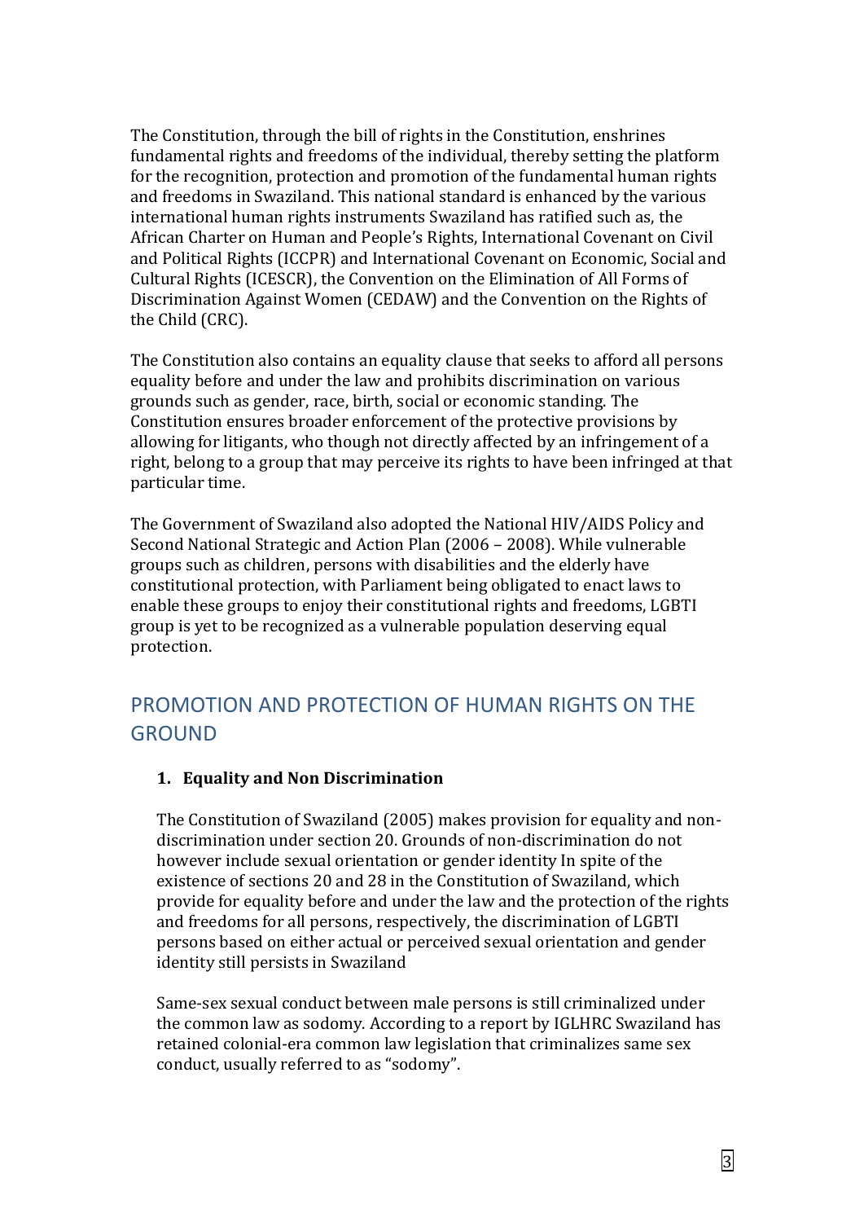The Constitution, through the bill of rights in the Constitution, enshrines fundamental rights and freedoms of the individual, thereby setting the platform for the recognition, protection and promotion of the fundamental human rights and freedoms in Swaziland. This national standard is enhanced by the various international human rights instruments Swaziland has ratified such as, the African Charter on Human and People's Rights, International Covenant on Civil and Political Rights (ICCPR) and International Covenant on Economic, Social and Cultural Rights (ICESCR), the Convention on the Elimination of All Forms of Discrimination Against Women (CEDAW) and the Convention on the Rights of the Child (CRC).

The Constitution also contains an equality clause that seeks to afford all persons equality before and under the law and prohibits discrimination on various grounds such as gender, race, birth, social or economic standing. The Constitution ensures broader enforcement of the protective provisions by allowing for litigants, who though not directly affected by an infringement of a right, belong to a group that may perceive its rights to have been infringed at that particular time.

The Government of Swaziland also adopted the National HIV/AIDS Policy and Second National Strategic and Action Plan (2006 – 2008). While vulnerable groups such as children, persons with disabilities and the elderly have constitutional protection, with Parliament being obligated to enact laws to enable these groups to enjoy their constitutional rights and freedoms, LGBTI group is yet to be recognized as a vulnerable population deserving equal protection.

## PROMOTION AND PROTECTION OF HUMAN RIGHTS ON THE GROUND

### 1. Equality and Non Discrimination

The Constitution of Swaziland (2005) makes provision for equality and non-discrimination under section 20. Grounds of non-discrimination do not however include sexual orientation or gender identity In spite of the existence of sections 20 and 28 in the Constitution of Swaziland, which provide for equality before and under the law and the protection of the rights and freedoms for all persons, respectively, the discrimination of LGBTI persons based on either actual or perceived sexual orientation and gender identity still persists in Swaziland

Same-sex sexual conduct between male persons is still criminalized under the common law as sodomy. According to a report by IGLHRC Swaziland has retained colonial-era common law legislation that criminalizes same sex conduct, usually referred to as "sodomy".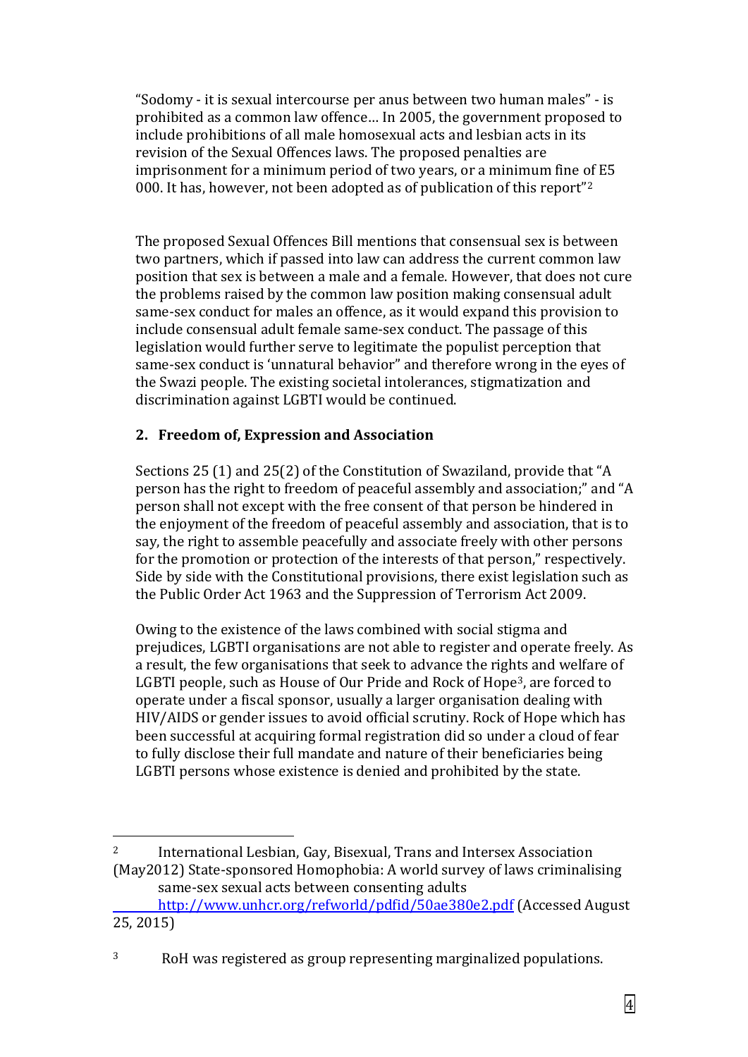"Sodomy - it is sexual intercourse per anus between two human males" - is prohibited as a common law offence… In 2005, the government proposed to include prohibitions of all male homosexual acts and lesbian acts in its revision of the Sexual Offences laws. The proposed penalties are imprisonment for a minimum period of two years, or a minimum fine of E5 000. It has, however, not been adopted as of publication of this report"[2]

The proposed Sexual Offences Bill mentions that consensual sex is between two partners, which if passed into law can address the current common law position that sex is between a male and a female. However, that does not cure the problems raised by the common law position making consensual adult same-sex conduct for males an offence, as it would expand this provision to include consensual adult female same-sex conduct. The passage of this legislation would further serve to legitimate the populist perception that same-sex conduct is 'unnatural behavior" and therefore wrong in the eyes of the Swazi people. The existing societal intolerances, stigmatization and discrimination against LGBTI would be continued.

## 2. Freedom of, Expression and Association

Sections 25 (1) and 25(2) of the Constitution of Swaziland, provide that "A person has the right to freedom of peaceful assembly and association;" and "A person shall not except with the free consent of that person be hindered in the enjoyment of the freedom of peaceful assembly and association, that is to say, the right to assemble peacefully and associate freely with other persons for the promotion or protection of the interests of that person," respectively. Side by side with the Constitutional provisions, there exist legislation such as the Public Order Act 1963 and the Suppression of Terrorism Act 2009.

Owing to the existence of the laws combined with social stigma and prejudices, LGBTI organisations are not able to register and operate freely. As a result, the few organisations that seek to advance the rights and welfare of LGBTI people, such as House of Our Pride and Rock of Hope[3], are forced to operate under a fiscal sponsor, usually a larger organisation dealing with HIV/AIDS or gender issues to avoid official scrutiny. Rock of Hope which has been successful at acquiring formal registration did so under a cloud of fear to fully disclose their full mandate and nature of their beneficiaries being LGBTI persons whose existence is denied and prohibited by the state.

---

[2] International Lesbian, Gay, Bisexual, Trans and Intersex Association (May2012) State-sponsored Homophobia: A world survey of laws criminalising same-sex sexual acts between consenting adults http://www.unhcr.org/refworld/pdfid/50ae380e2.pdf (Accessed August 25, 2015)

[3] RoH was registered as group representing marginalized populations.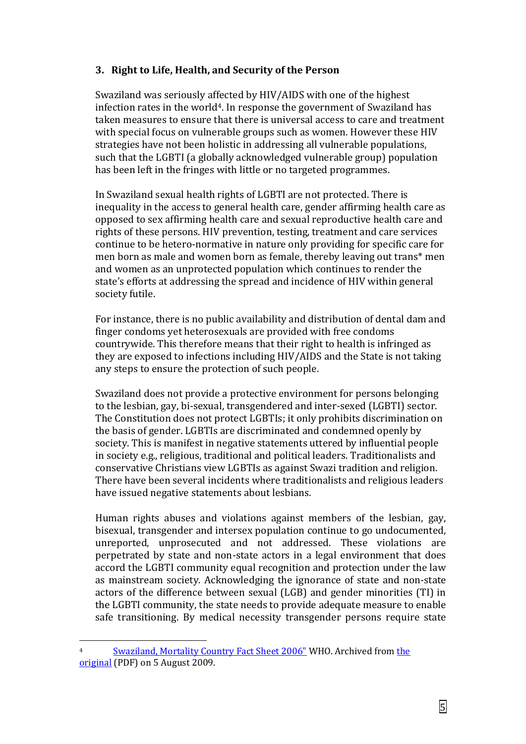### 3. Right to Life, Health, and Security of the Person

Swaziland was seriously affected by HIV/AIDS with one of the highest infection rates in the world[4]. In response the government of Swaziland has taken measures to ensure that there is universal access to care and treatment with special focus on vulnerable groups such as women. However these HIV strategies have not been holistic in addressing all vulnerable populations, such that the LGBTI (a globally acknowledged vulnerable group) population has been left in the fringes with little or no targeted programmes.

In Swaziland sexual health rights of LGBTI are not protected. There is inequality in the access to general health care, gender affirming health care as opposed to sex affirming health care and sexual reproductive health care and rights of these persons. HIV prevention, testing, treatment and care services continue to be hetero-normative in nature only providing for specific care for men born as male and women born as female, thereby leaving out trans* men and women as an unprotected population which continues to render the state's efforts at addressing the spread and incidence of HIV within general society futile.

For instance, there is no public availability and distribution of dental dam and finger condoms yet heterosexuals are provided with free condoms countrywide. This therefore means that their right to health is infringed as they are exposed to infections including HIV/AIDS and the State is not taking any steps to ensure the protection of such people.

Swaziland does not provide a protective environment for persons belonging to the lesbian, gay, bi-sexual, transgendered and inter-sexed (LGBTI) sector. The Constitution does not protect LGBTIs; it only prohibits discrimination on the basis of gender. LGBTIs are discriminated and condemned openly by society. This is manifest in negative statements uttered by influential people in society e.g., religious, traditional and political leaders. Traditionalists and conservative Christians view LGBTIs as against Swazi tradition and religion. There have been several incidents where traditionalists and religious leaders have issued negative statements about lesbians.

Human rights abuses and violations against members of the lesbian, gay, bisexual, transgender and intersex population continue to go undocumented, unreported, unprosecuted and not addressed. These violations are perpetrated by state and non-state actors in a legal environment that does accord the LGBTI community equal recognition and protection under the law as mainstream society. Acknowledging the ignorance of state and non-state actors of the difference between sexual (LGB) and gender minorities (TI) in the LGBTI community, the state needs to provide adequate measure to enable safe transitioning. By medical necessity transgender persons require state

---

[4] Swaziland, Mortality Country Fact Sheet 2006" WHO. Archived from the original (PDF) on 5 August 2009.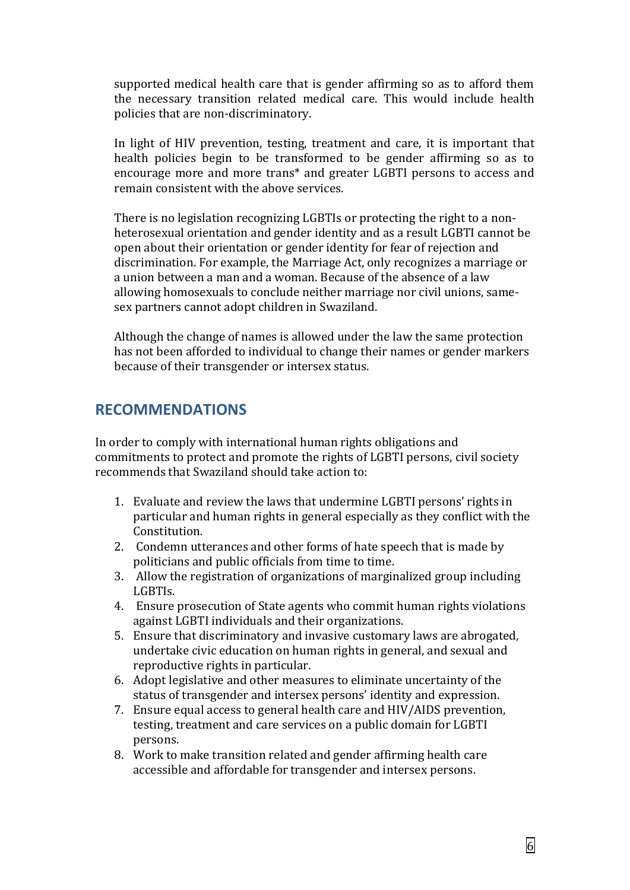supported medical health care that is gender affirming so as to afford them the necessary transition related medical care. This would include health policies that are non-discriminatory.

In light of HIV prevention, testing, treatment and care, it is important that health policies begin to be transformed to be gender affirming so as to encourage more and more trans* and greater LGBTI persons to access and remain consistent with the above services.

There is no legislation recognizing LGBTIs or protecting the right to a non-heterosexual orientation and gender identity and as a result LGBTI cannot be open about their orientation or gender identity for fear of rejection and discrimination. For example, the Marriage Act, only recognizes a marriage or a union between a man and a woman. Because of the absence of a law allowing homosexuals to conclude neither marriage nor civil unions, same-sex partners cannot adopt children in Swaziland.

Although the change of names is allowed under the law the same protection has not been afforded to individual to change their names or gender markers because of their transgender or intersex status.

## RECOMMENDATIONS

In order to comply with international human rights obligations and commitments to protect and promote the rights of LGBTI persons, civil society recommends that Swaziland should take action to:

1. Evaluate and review the laws that undermine LGBTI persons' rights in particular and human rights in general especially as they conflict with the Constitution.
2. Condemn utterances and other forms of hate speech that is made by politicians and public officials from time to time.
3. Allow the registration of organizations of marginalized group including LGBTIs.
4. Ensure prosecution of State agents who commit human rights violations against LGBTI individuals and their organizations.
5. Ensure that discriminatory and invasive customary laws are abrogated, undertake civic education on human rights in general, and sexual and reproductive rights in particular.
6. Adopt legislative and other measures to eliminate uncertainty of the status of transgender and intersex persons' identity and expression.
7. Ensure equal access to general health care and HIV/AIDS prevention, testing, treatment and care services on a public domain for LGBTI persons.
8. Work to make transition related and gender affirming health care accessible and affordable for transgender and intersex persons.